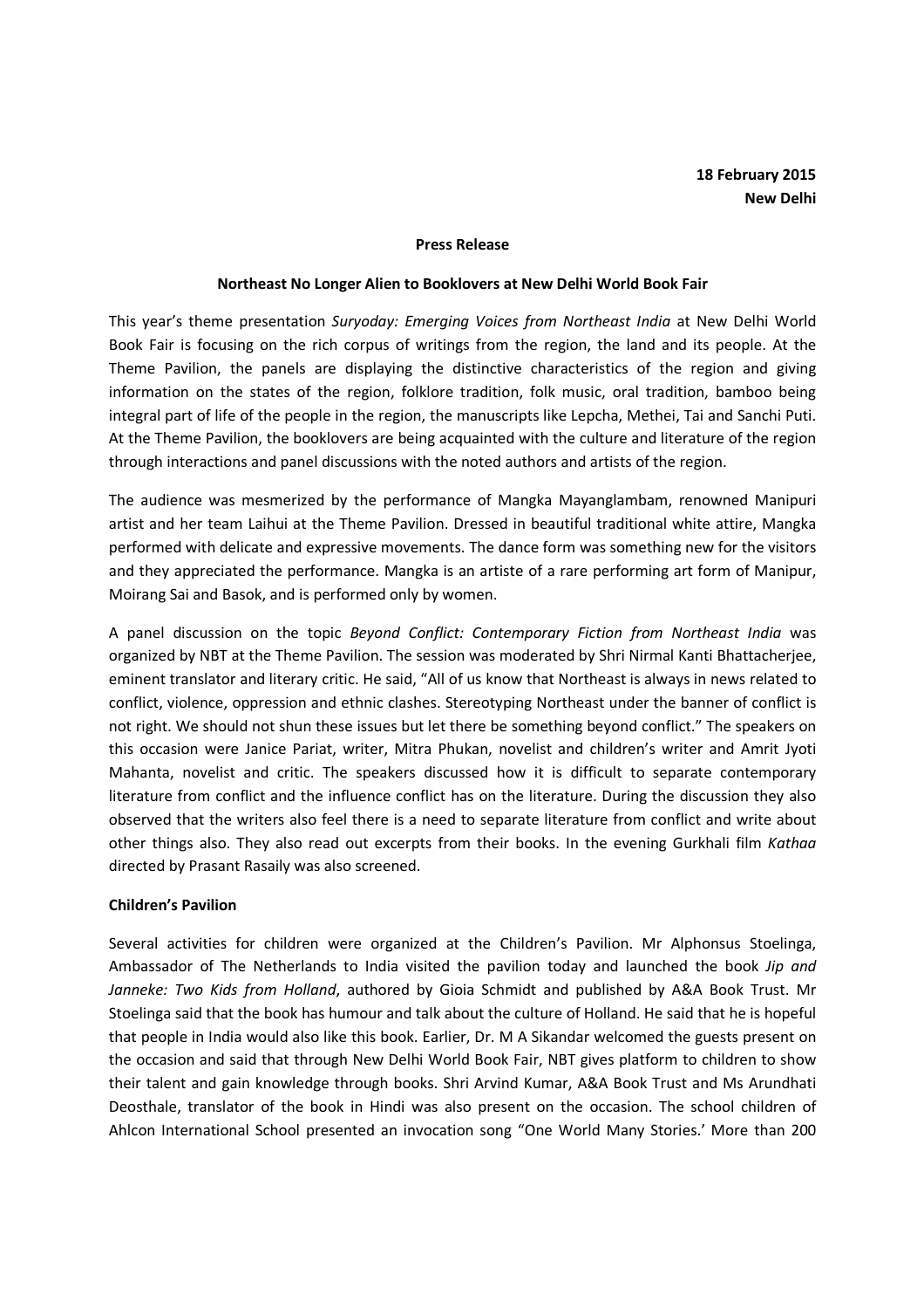**18 February 2015**
**New Delhi**

**Press Release**

**Northeast No Longer Alien to Booklovers at New Delhi World Book Fair**

This year's theme presentation *Suryoday: Emerging Voices from Northeast India* at New Delhi World Book Fair is focusing on the rich corpus of writings from the region, the land and its people. At the Theme Pavilion, the panels are displaying the distinctive characteristics of the region and giving information on the states of the region, folklore tradition, folk music, oral tradition, bamboo being integral part of life of the people in the region, the manuscripts like Lepcha, Methei, Tai and Sanchi Puti. At the Theme Pavilion, the booklovers are being acquainted with the culture and literature of the region through interactions and panel discussions with the noted authors and artists of the region.

The audience was mesmerized by the performance of Mangka Mayanglambam, renowned Manipuri artist and her team Laihui at the Theme Pavilion. Dressed in beautiful traditional white attire, Mangka performed with delicate and expressive movements. The dance form was something new for the visitors and they appreciated the performance. Mangka is an artiste of a rare performing art form of Manipur, Moirang Sai and Basok, and is performed only by women.

A panel discussion on the topic *Beyond Conflict: Contemporary Fiction from Northeast India* was organized by NBT at the Theme Pavilion. The session was moderated by Shri Nirmal Kanti Bhattacherjee, eminent translator and literary critic. He said, "All of us know that Northeast is always in news related to conflict, violence, oppression and ethnic clashes. Stereotyping Northeast under the banner of conflict is not right. We should not shun these issues but let there be something beyond conflict." The speakers on this occasion were Janice Pariat, writer, Mitra Phukan, novelist and children's writer and Amrit Jyoti Mahanta, novelist and critic. The speakers discussed how it is difficult to separate contemporary literature from conflict and the influence conflict has on the literature. During the discussion they also observed that the writers also feel there is a need to separate literature from conflict and write about other things also. They also read out excerpts from their books. In the evening Gurkhali film *Kathaa* directed by Prasant Rasaily was also screened.

**Children's Pavilion**

Several activities for children were organized at the Children's Pavilion. Mr Alphonsus Stoelinga, Ambassador of The Netherlands to India visited the pavilion today and launched the book *Jip and Janneke: Two Kids from Holland*, authored by Gioia Schmidt and published by A&A Book Trust. Mr Stoelinga said that the book has humour and talk about the culture of Holland. He said that he is hopeful that people in India would also like this book. Earlier, Dr. M A Sikandar welcomed the guests present on the occasion and said that through New Delhi World Book Fair, NBT gives platform to children to show their talent and gain knowledge through books. Shri Arvind Kumar, A&A Book Trust and Ms Arundhati Deosthale, translator of the book in Hindi was also present on the occasion. The school children of Ahlcon International School presented an invocation song "One World Many Stories.' More than 200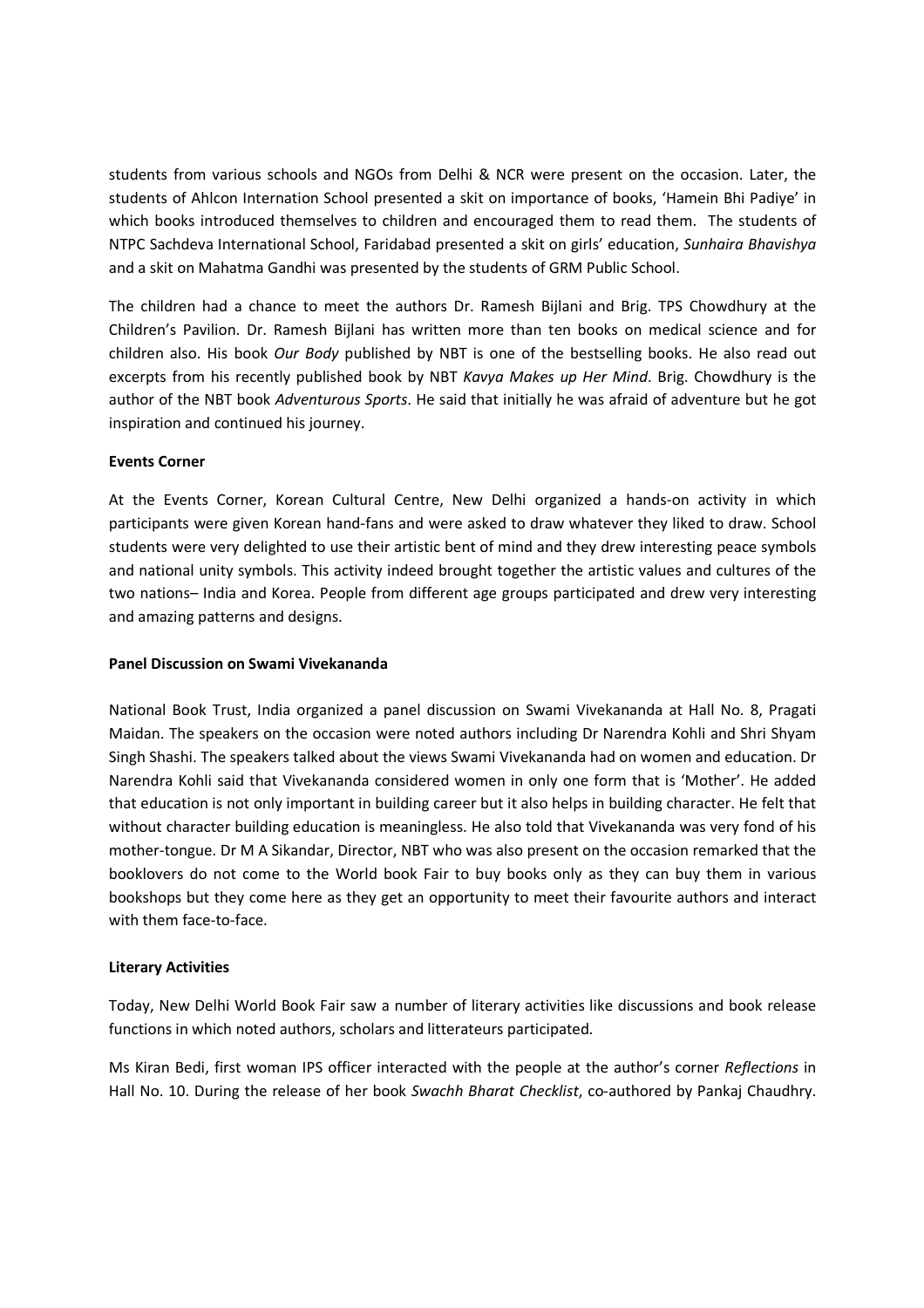students from various schools and NGOs from Delhi & NCR were present on the occasion. Later, the students of Ahlcon Internation School presented a skit on importance of books, 'Hamein Bhi Padiye' in which books introduced themselves to children and encouraged them to read them. The students of NTPC Sachdeva International School, Faridabad presented a skit on girls' education, *Sunhaira Bhavishya* and a skit on Mahatma Gandhi was presented by the students of GRM Public School.

The children had a chance to meet the authors Dr. Ramesh Bijlani and Brig. TPS Chowdhury at the Children's Pavilion. Dr. Ramesh Bijlani has written more than ten books on medical science and for children also. His book *Our Body* published by NBT is one of the bestselling books. He also read out excerpts from his recently published book by NBT *Kavya Makes up Her Mind*. Brig. Chowdhury is the author of the NBT book *Adventurous Sports*. He said that initially he was afraid of adventure but he got inspiration and continued his journey.

**Events Corner**

At the Events Corner, Korean Cultural Centre, New Delhi organized a hands-on activity in which participants were given Korean hand-fans and were asked to draw whatever they liked to draw. School students were very delighted to use their artistic bent of mind and they drew interesting peace symbols and national unity symbols. This activity indeed brought together the artistic values and cultures of the two nations– India and Korea. People from different age groups participated and drew very interesting and amazing patterns and designs.

**Panel Discussion on Swami Vivekananda**

National Book Trust, India organized a panel discussion on Swami Vivekananda at Hall No. 8, Pragati Maidan. The speakers on the occasion were noted authors including Dr Narendra Kohli and Shri Shyam Singh Shashi. The speakers talked about the views Swami Vivekananda had on women and education. Dr Narendra Kohli said that Vivekananda considered women in only one form that is 'Mother'. He added that education is not only important in building career but it also helps in building character. He felt that without character building education is meaningless. He also told that Vivekananda was very fond of his mother-tongue. Dr M A Sikandar, Director, NBT who was also present on the occasion remarked that the booklovers do not come to the World book Fair to buy books only as they can buy them in various bookshops but they come here as they get an opportunity to meet their favourite authors and interact with them face-to-face.

**Literary Activities**

Today, New Delhi World Book Fair saw a number of literary activities like discussions and book release functions in which noted authors, scholars and litterateurs participated.

Ms Kiran Bedi, first woman IPS officer interacted with the people at the author's corner *Reflections* in Hall No. 10. During the release of her book *Swachh Bharat Checklist*, co-authored by Pankaj Chaudhry.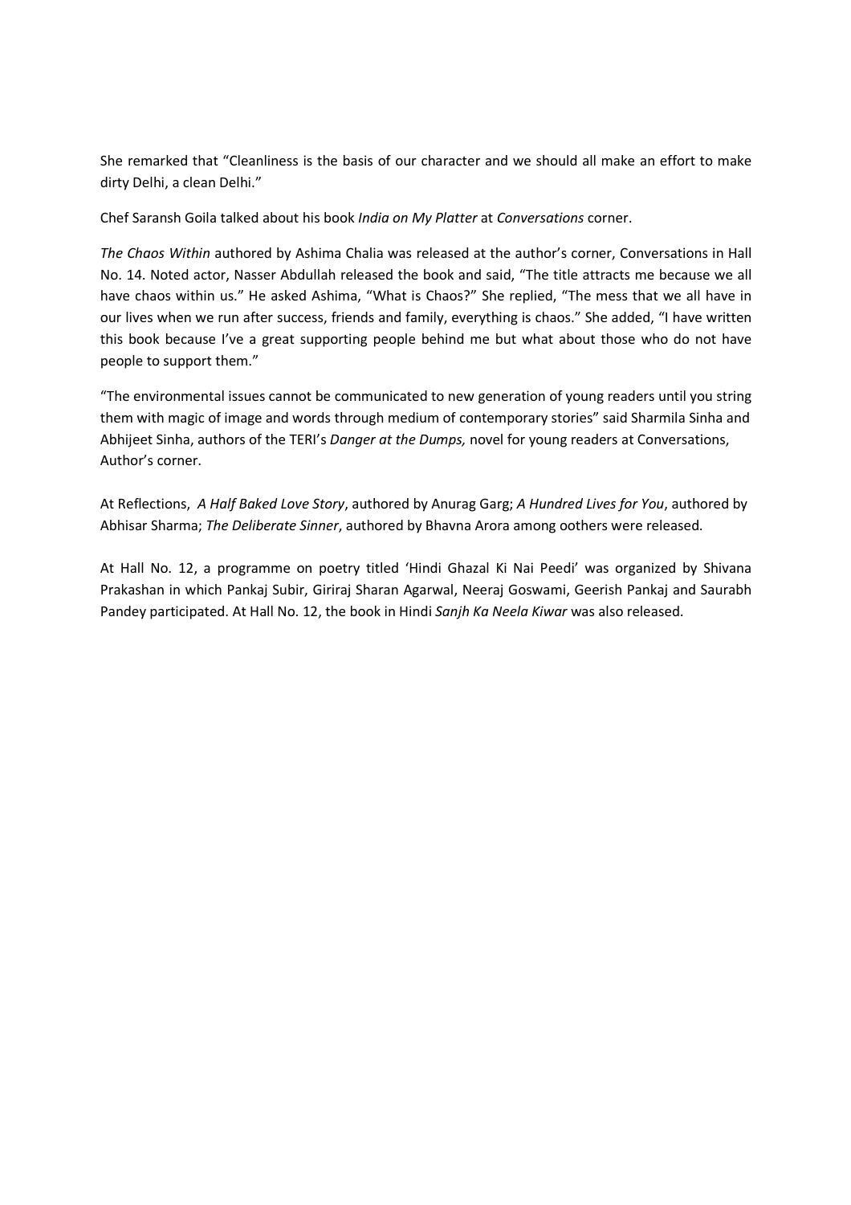She remarked that "Cleanliness is the basis of our character and we should all make an effort to make dirty Delhi, a clean Delhi."

Chef Saransh Goila talked about his book *India on My Platter* at *Conversations* corner.

*The Chaos Within* authored by Ashima Chalia was released at the author's corner, Conversations in Hall No. 14. Noted actor, Nasser Abdullah released the book and said, "The title attracts me because we all have chaos within us." He asked Ashima, "What is Chaos?" She replied, "The mess that we all have in our lives when we run after success, friends and family, everything is chaos." She added, "I have written this book because I've a great supporting people behind me but what about those who do not have people to support them."

"The environmental issues cannot be communicated to new generation of young readers until you string them with magic of image and words through medium of contemporary stories" said Sharmila Sinha and Abhijeet Sinha, authors of the TERI's *Danger at the Dumps,* novel for young readers at Conversations, Author's corner.

At Reflections, *A Half Baked Love Story*, authored by Anurag Garg; *A Hundred Lives for You*, authored by Abhisar Sharma; *The Deliberate Sinner*, authored by Bhavna Arora among oothers were released.

At Hall No. 12, a programme on poetry titled 'Hindi Ghazal Ki Nai Peedi' was organized by Shivana Prakashan in which Pankaj Subir, Giriraj Sharan Agarwal, Neeraj Goswami, Geerish Pankaj and Saurabh Pandey participated. At Hall No. 12, the book in Hindi *Sanjh Ka Neela Kiwar* was also released.